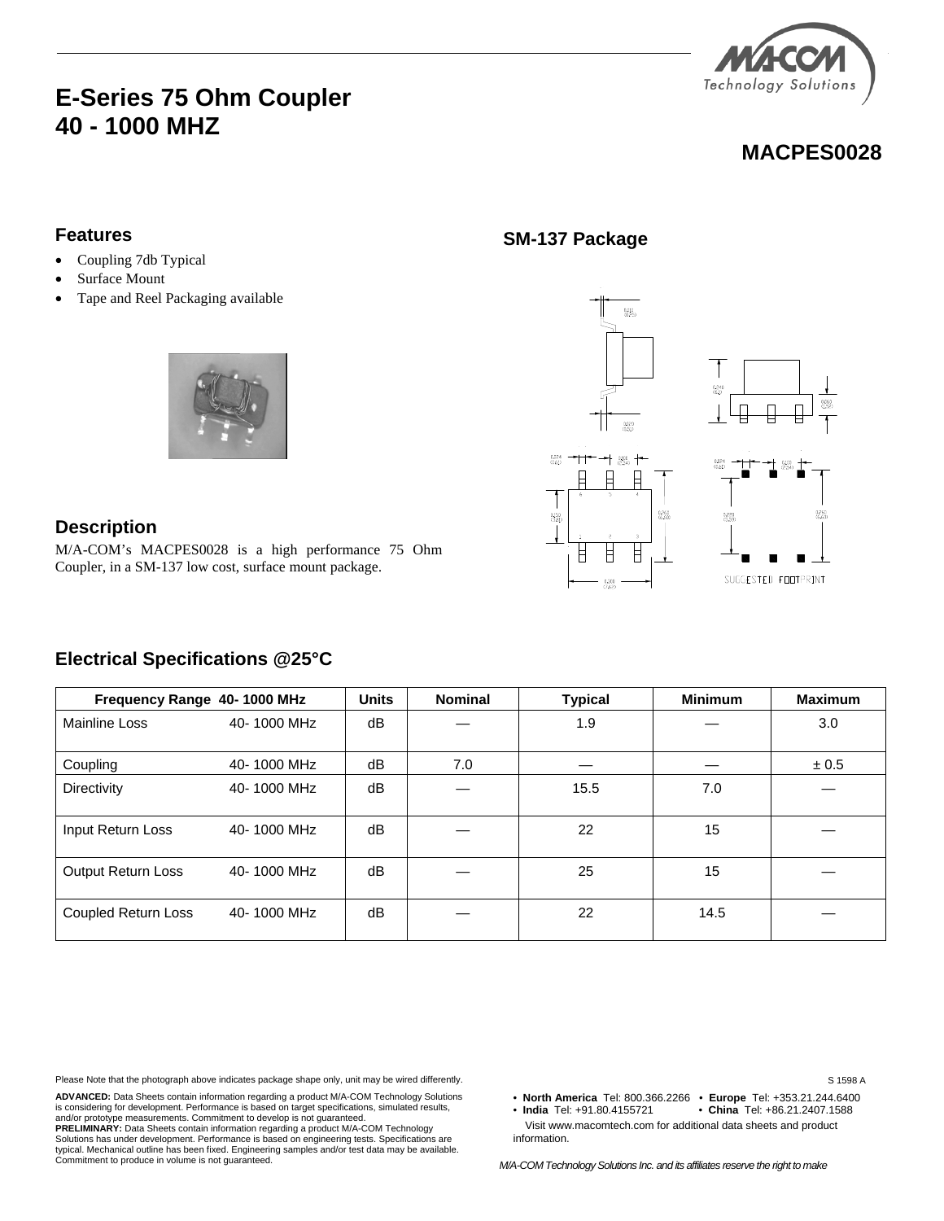# E-Series 75 Ohm Coupler
# 40 - 1000 MHZ

## MACPES0028

### Features

- Coupling 7db Typical
- Surface Mount
- Tape and Reel Packaging available

### SM-137 Package

SUGGESTED FOOTPRINT

### Description

M/A-COM's MACPES0028 is a high performance 75 Ohm Coupler, in a SM-137 low cost, surface mount package.

### Electrical Specifications @25°C

| Frequency Range 40- 1000 MHz | | Units | Nominal | Typical | Minimum | Maximum |
|---|---|---|---|---|---|---|
| Mainline Loss | 40- 1000 MHz | dB | — | 1.9 | — | 3.0 |
| Coupling | 40- 1000 MHz | dB | 7.0 | — | — | ± 0.5 |
| Directivity | 40- 1000 MHz | dB | — | 15.5 | 7.0 | — |
| Input Return Loss | 40- 1000 MHz | dB | — | 22 | 15 | — |
| Output Return Loss | 40- 1000 MHz | dB | — | 25 | 15 | — |
| Coupled Return Loss | 40- 1000 MHz | dB | — | 22 | 14.5 | — |

Please Note that the photograph above indicates package shape only, unit may be wired differently.

S 1598 A

**ADVANCED:** Data Sheets contain information regarding a product M/A-COM Technology Solutions is considering for development. Performance is based on target specifications, simulated results, and/or prototype measurements. Commitment to develop is not guaranteed.
**PRELIMINARY:** Data Sheets contain information regarding a product M/A-COM Technology Solutions has under development. Performance is based on engineering tests. Specifications are typical. Mechanical outline has been fixed. Engineering samples and/or test data may be available. Commitment to produce in volume is not guaranteed.

- **North America** Tel: 800.366.2266 • **Europe** Tel: +353.21.244.6400
- **India** Tel: +91.80.4155721 • **China** Tel: +86.21.2407.1588

Visit www.macomtech.com for additional data sheets and product information.

*M/A-COM Technology Solutions Inc. and its affiliates reserve the right to make*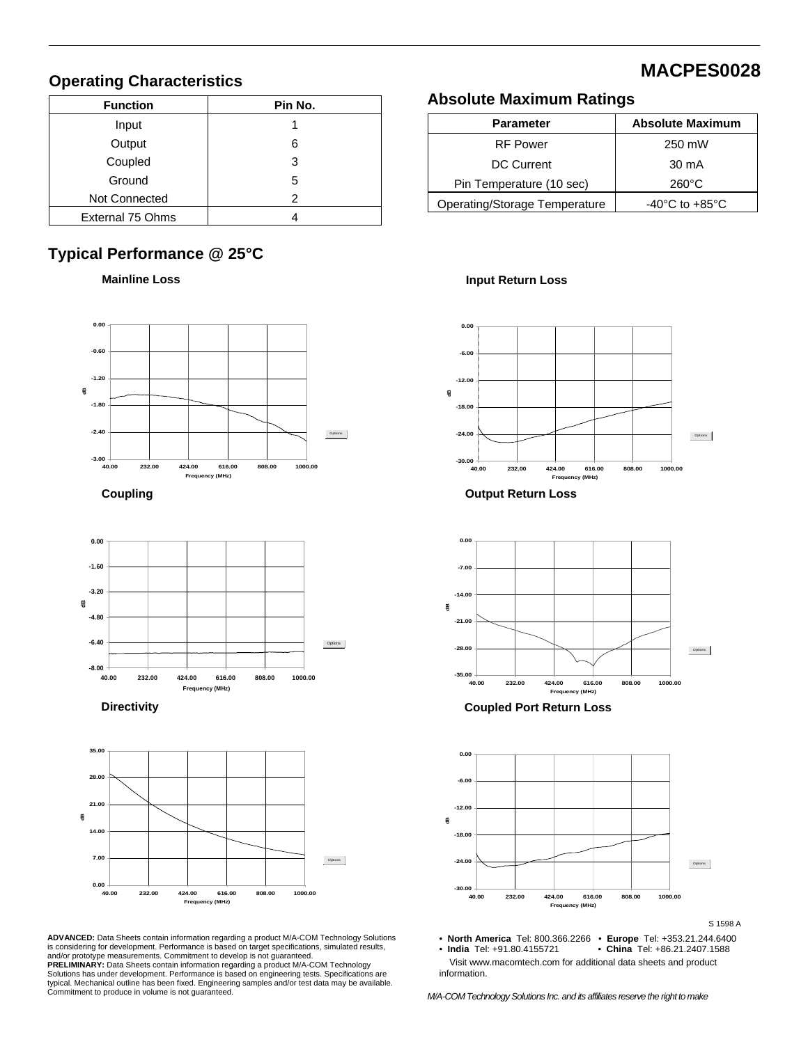# MACPES0028

## Operating Characteristics

| Function | Pin No. |
|---|---|
| Input | 1 |
| Output | 6 |
| Coupled | 3 |
| Ground | 5 |
| Not Connected | 2 |
| External 75 Ohms | 4 |

## Absolute Maximum Ratings

| Parameter | Absolute Maximum |
|---|---|
| RF Power | 250 mW |
| DC Current | 30 mA |
| Pin Temperature (10 sec) | 260°C |
| Operating/Storage Temperature | -40°C to +85°C |

## Typical Performance @ 25°C

### Mainline Loss

0.00
-0.60
-1.20
-1.80
-2.40
-3.00
dB
40.00 232.00 424.00 616.00 808.00 1000.00
Frequency (MHz)
Options

### Input Return Loss

0.00
-6.00
-12.00
-18.00
-24.00
-30.00
dB
40.00 232.00 424.00 616.00 808.00 1000.00
Frequency (MHz)
Options

### Coupling

0.00
-1.60
-3.20
-4.80
-6.40
-8.00
dB
40.00 232.00 424.00 616.00 808.00 1000.00
Frequency (MHz)
Options

### Output Return Loss

0.00
-7.00
-14.00
-21.00
-28.00
-35.00
dB
40.00 232.00 424.00 616.00 808.00 1000.00
Frequency (MHz)
Options

### Directivity

35.00
28.00
21.00
14.00
7.00
0.00
dB
40.00 232.00 424.00 616.00 808.00 1000.00
Frequency (MHz)
Options

### Coupled Port Return Loss

0.00
-6.00
-12.00
-18.00
-24.00
-30.00
dB
40.00 232.00 424.00 616.00 808.00 1000.00
Frequency (MHz)
Options

S 1598 A

**ADVANCED:** Data Sheets contain information regarding a product M/A-COM Technology Solutions is considering for development. Performance is based on target specifications, simulated results, and/or prototype measurements. Commitment to develop is not guaranteed.
**PRELIMINARY:** Data Sheets contain information regarding a product M/A-COM Technology Solutions has under development. Performance is based on engineering tests. Specifications are typical. Mechanical outline has been fixed. Engineering samples and/or test data may be available. Commitment to produce in volume is not guaranteed.

- **North America** Tel: 800.366.2266
- **Europe** Tel: +353.21.244.6400
- **India** Tel: +91.80.4155721
- **China** Tel: +86.21.2407.1588

Visit www.macomtech.com for additional data sheets and product information.

*M/A-COM Technology Solutions Inc. and its affiliates reserve the right to make*